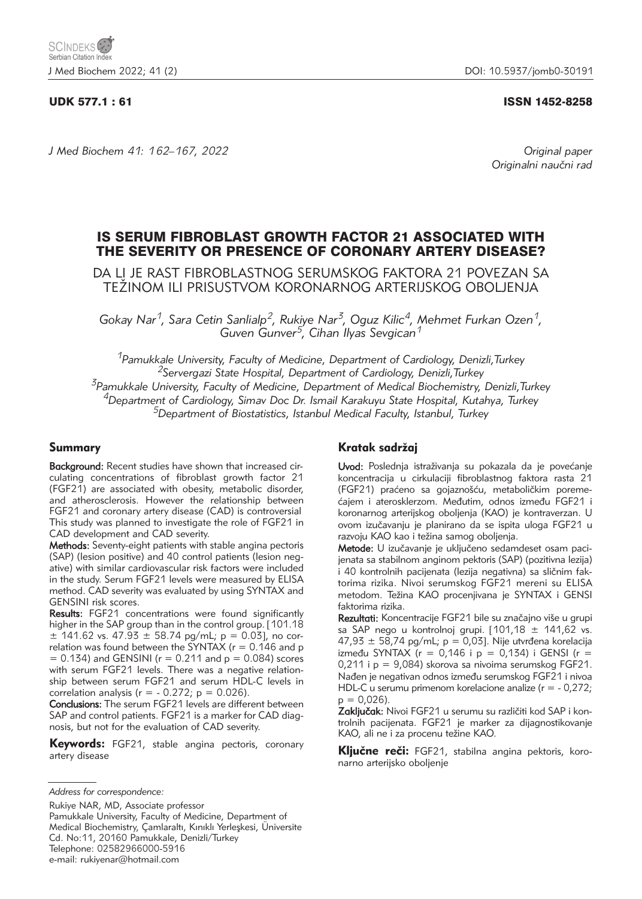UDK 577.1 : 61

ISSN 1452-8258

Original paper
Originalni naučni rad

# IS SERUM FIBROBLAST GROWTH FACTOR 21 ASSOCIATED WITH THE SEVERITY OR PRESENCE OF CORONARY ARTERY DISEASE?

## DA LI JE RAST FIBROBLASTNOG SERUMSKOG FAKTORA 21 POVEZAN SA TEŽINOM ILI PRISUSTVOM KORONARNOG ARTERIJSKOG OBOLJENJA

*Gokay Nar[1], Sara Cetin Sanlialp[2], Rukiye Nar[3], Oguz Kilic[4], Mehmet Furkan Ozen[1], Guven Gunver[5], Cihan Ilyas Sevgican[1]*

[1]*Pamukkale University, Faculty of Medicine, Department of Cardiology, Denizli,Turkey*
[2]*Servergazi State Hospital, Department of Cardiology, Denizli,Turkey*
[3]*Pamukkale University, Faculty of Medicine, Department of Medical Biochemistry, Denizli,Turkey*
[4]*Department of Cardiology, Simav Doc Dr. Ismail Karakuyu State Hospital, Kutahya, Turkey*
[5]*Department of Biostatistics, Istanbul Medical Faculty, Istanbul, Turkey*

### Summary

**Background:** Recent studies have shown that increased circulating concentrations of fibroblast growth factor 21 (FGF21) are associated with obesity, metabolic disorder, and atherosclerosis. However the relationship between FGF21 and coronary artery disease (CAD) is controversial This study was planned to investigate the role of FGF21 in CAD development and CAD severity.

**Methods:** Seventy-eight patients with stable angina pectoris (SAP) (lesion positive) and 40 control patients (lesion negative) with similar cardiovascular risk factors were included in the study. Serum FGF21 levels were measured by ELISA method. CAD severity was evaluated by using SYNTAX and GENSINI risk scores.

**Results:** FGF21 concentrations were found significantly higher in the SAP group than in the control group. [101.18 ± 141.62 vs. 47.93 ± 58.74 pg/mL; p = 0.03], no correlation was found between the SYNTAX (r = 0.146 and p = 0.134) and GENSINI (r = 0.211 and p = 0.084) scores with serum FGF21 levels. There was a negative relationship between serum FGF21 and serum HDL-C levels in correlation analysis (r = - 0.272; p = 0.026).

**Conclusions:** The serum FGF21 levels are different between SAP and control patients. FGF21 is a marker for CAD diagnosis, but not for the evaluation of CAD severity.

**Keywords:** FGF21, stable angina pectoris, coronary artery disease

### Kratak sadržaj

**Uvod:** Poslednja istraživanja su pokazala da je povećanje koncentracija u cirkulaciji fibroblastnog faktora rasta 21 (FGF21) praćeno sa gojaznošću, metaboličkim poremećajem i aterosklerzom. Međutim, odnos između FGF21 i koronarnog arterijskog oboljenja (KAO) je kontraverzan. U ovom izučavanju je planirano da se ispita uloga FGF21 u razvoju KAO kao i težina samog oboljenja.

**Metode:** U izučavanje je uključeno sedamdeset osam pacijenata sa stabilnom anginom pektoris (SAP) (pozitivna lezija) i 40 kontrolnih pacijenata (lezija negativna) sa sličnim faktorima rizika. Nivoi serumskog FGF21 mereni su ELISA metodom. Težina KAO procenjivana je SYNTAX i GENSI faktorima rizika.

**Rezultati:** Koncentracije FGF21 bile su značajno više u grupi sa SAP nego u kontrolnoj grupi. [101,18 ± 141,62 vs. 47,93 ± 58,74 pg/mL; p = 0,03]. Nije utvrđena korelacija između SYNTAX (r = 0,146 i p = 0,134) i GENSI (r = 0,211 i p = 9,084) skorova sa nivoima serumskog FGF21. Nađen je negativan odnos između serumskog FGF21 i nivoa HDL-C u serumu primenom korelacione analize (r = - 0,272; p = 0,026).

**Zaključak:** Nivoi FGF21 u serumu su različiti kod SAP i kontrolnih pacijenata. FGF21 je marker za dijagnostikovanje KAO, ali ne i za procenu težine KAO.

**Ključne reči:** FGF21, stabilna angina pektoris, koronarno arterijsko oboljenje

*Address for correspondence:*

Rukiye NAR, MD, Associate professor
Pamukkale University, Faculty of Medicine, Department of Medical Biochemistry, Çamlaraltı, Kınıklı Yerleşkesi, Üniversite Cd. No:11, 20160 Pamukkale, Denizli/Turkey
Telephone: 02582966000-5916
e-mail: rukiyenar@hotmail.com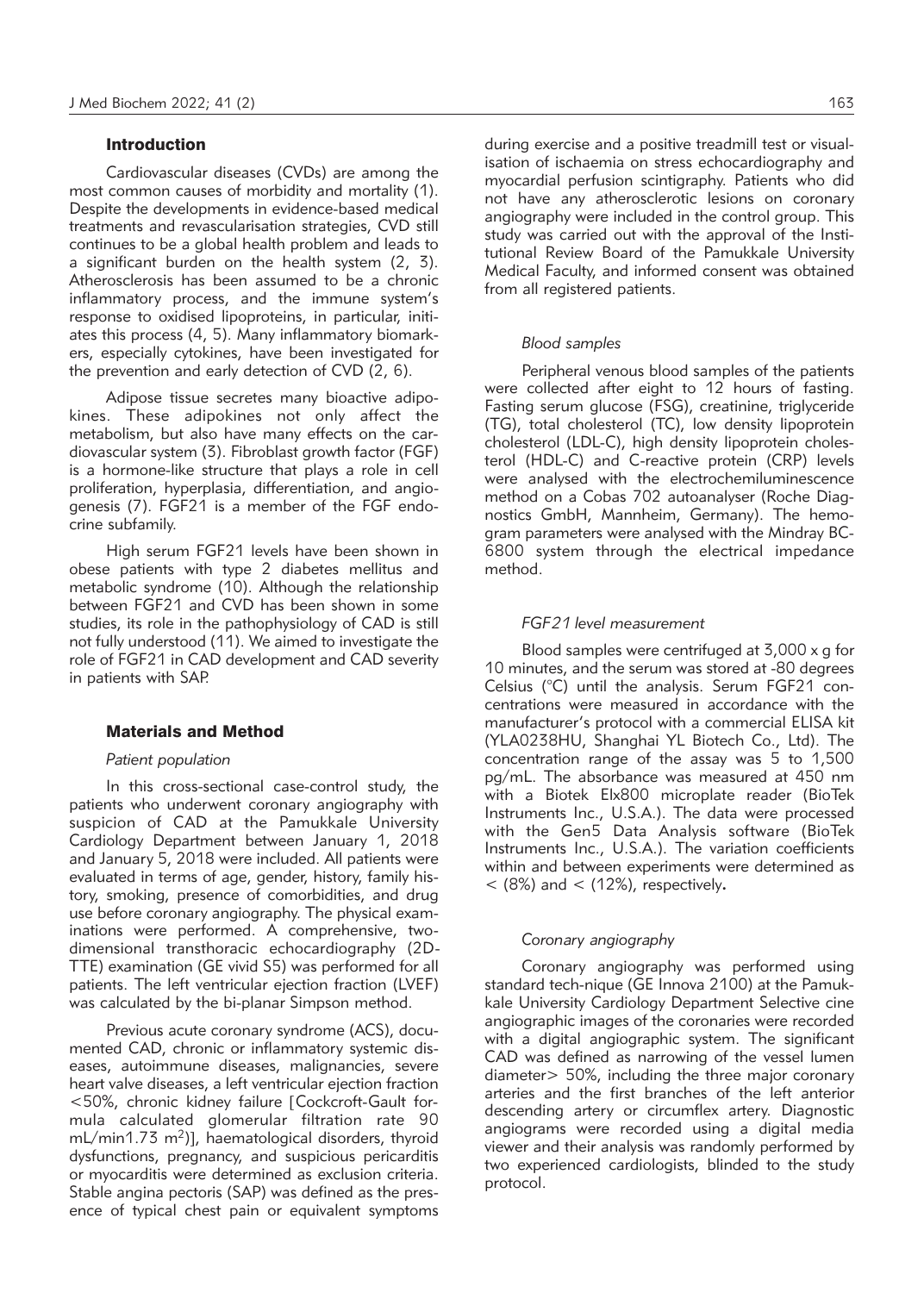## Introduction

Cardiovascular diseases (CVDs) are among the most common causes of morbidity and mortality (1). Despite the developments in evidence-based medical treatments and revascularisation strategies, CVD still continues to be a global health problem and leads to a significant burden on the health system (2, 3). Atherosclerosis has been assumed to be a chronic inflammatory process, and the immune system's response to oxidised lipoproteins, in particular, initiates this process (4, 5). Many inflammatory biomarkers, especially cytokines, have been investigated for the prevention and early detection of CVD (2, 6).

Adipose tissue secretes many bioactive adipokines. These adipokines not only affect the metabolism, but also have many effects on the cardiovascular system (3). Fibroblast growth factor (FGF) is a hormone-like structure that plays a role in cell proliferation, hyperplasia, differentiation, and angiogenesis (7). FGF21 is a member of the FGF endocrine subfamily.

High serum FGF21 levels have been shown in obese patients with type 2 diabetes mellitus and metabolic syndrome (10). Although the relationship between FGF21 and CVD has been shown in some studies, its role in the pathophysiology of CAD is still not fully understood (11). We aimed to investigate the role of FGF21 in CAD development and CAD severity in patients with SAP.

## Materials and Method

### *Patient population*

In this cross-sectional case-control study, the patients who underwent coronary angiography with suspicion of CAD at the Pamukkale University Cardiology Department between January 1, 2018 and January 5, 2018 were included. All patients were evaluated in terms of age, gender, family history, smoking, presence of comorbidities, and drug use before coronary angiography. The physical examinations were performed. A comprehensive, two-dimensional transthoracic echocardiography (2D-TTE) examination (GE vivid S5) was performed for all patients. The left ventricular ejection fraction (LVEF) was calculated by the bi-planar Simpson method.

Previous acute coronary syndrome (ACS), documented CAD, chronic or inflammatory systemic diseases, autoimmune diseases, malignancies, severe heart valve diseases, a left ventricular ejection fraction <50%, chronic kidney failure [Cockcroft-Gault formula calculated glomerular filtration rate 90 mL/min1.73 $m^2$)], haematological disorders, thyroid dysfunctions, pregnancy, and suspicious pericarditis or myocarditis were determined as exclusion criteria. Stable angina pectoris (SAP) was defined as the presence of typical chest pain or equivalent symptoms during exercise and a positive treadmill test or visualisation of ischaemia on stress echocardiography and myocardial perfusion scintigraphy. Patients who did not have any atherosclerotic lesions on coronary angiography were included in the control group. This study was carried out with the approval of the Institutional Review Board of the Pamukkale University Medical Faculty, and informed consent was obtained from all registered patients.

### *Blood samples*

Peripheral venous blood samples of the patients were collected after eight to 12 hours of fasting. Fasting serum glucose (FSG), creatinine, triglyceride (TG), total cholesterol (TC), low density lipoprotein cholesterol (LDL-C), high density lipoprotein cholesterol (HDL-C) and C-reactive protein (CRP) levels were analysed with the electrochemiluminescence method on a Cobas 702 autoanalyser (Roche Diagnostics GmbH, Mannheim, Germany). The hemogram parameters were analysed with the Mindray BC-6800 system through the electrical impedance method.

### *FGF21 level measurement*

Blood samples were centrifuged at 3,000 x g for 10 minutes, and the serum was stored at -80 degrees Celsius (°C) until the analysis. Serum FGF21 concentrations were measured in accordance with the manufacturer's protocol with a commercial ELISA kit (YLA0238HU, Shanghai YL Biotech Co., Ltd). The concentration range of the assay was 5 to 1,500 pg/mL. The absorbance was measured at 450 nm with a Biotek Elx800 microplate reader (BioTek Instruments Inc., U.S.A.). The data were processed with the Gen5 Data Analysis software (BioTek Instruments Inc., U.S.A.). The variation coefficients within and between experiments were determined as < (8%) and < (12%), respectively**.**

### *Coronary angiography*

Coronary angiography was performed using standard tech-nique (GE Innova 2100) at the Pamukkale University Cardiology Department Selective cine angiographic images of the coronaries were recorded with a digital angiographic system. The significant CAD was defined as narrowing of the vessel lumen diameter> 50%, including the three major coronary arteries and the first branches of the left anterior descending artery or circumflex artery. Diagnostic angiograms were recorded using a digital media viewer and their analysis was randomly performed by two experienced cardiologists, blinded to the study protocol.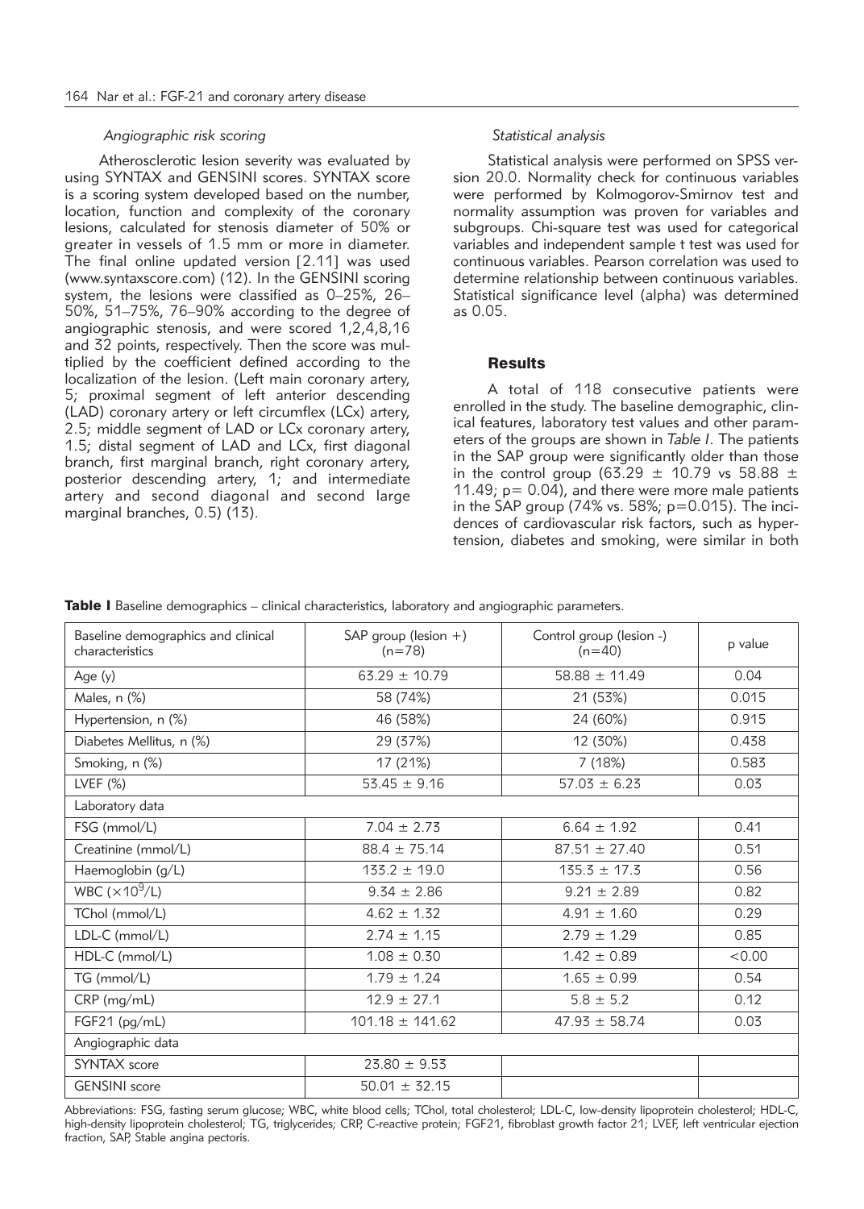### *Angiographic risk scoring*

Atherosclerotic lesion severity was evaluated by using SYNTAX and GENSINI scores. SYNTAX score is a scoring system developed based on the number, location, function and complexity of the coronary lesions, calculated for stenosis diameter of 50% or greater in vessels of 1.5 mm or more in diameter. The final online updated version [2.11] was used (www.syntaxscore.com) (12). In the GENSINI scoring system, the lesions were classified as 0–25%, 26–50%, 51–75%, 76–90% according to the degree of angiographic stenosis, and were scored 1,2,4,8,16 and 32 points, respectively. Then the score was multiplied by the coefficient defined according to the localization of the lesion. (Left main coronary artery, 5; proximal segment of left anterior descending (LAD) coronary artery or left circumflex (LCx) artery, 2.5; middle segment of LAD or LCx coronary artery, 1.5; distal segment of LAD and LCx, first diagonal branch, first marginal branch, right coronary artery, posterior descending artery, 1; and intermediate artery and second diagonal and second large marginal branches, 0.5) (13).

### *Statistical analysis*

Statistical analysis were performed on SPSS version 20.0. Normality check for continuous variables were performed by Kolmogorov-Smirnov test and normality assumption was proven for variables and subgroups. Chi-square test was used for categorical variables and independent sample t test was used for continuous variables. Pearson correlation was used to determine relationship between continuous variables. Statistical significance level (alpha) was determined as 0.05.

## Results

A total of 118 consecutive patients were enrolled in the study. The baseline demographic, clinical features, laboratory test values and other parameters of the groups are shown in *Table I*. The patients in the SAP group were significantly older than those in the control group (63.29 ± 10.79 vs 58.88 ± 11.49; p= 0.04), and there were more male patients in the SAP group (74% vs. 58%; p=0.015). The incidences of cardiovascular risk factors, such as hypertension, diabetes and smoking, were similar in both

**Table I** Baseline demographics – clinical characteristics, laboratory and angiographic parameters.

| Baseline demographics and clinical characteristics | SAP group (lesion +) (n=78) | Control group (lesion -) (n=40) | p value |
|---|---|---|---|
| Age (y) | 63.29 ± 10.79 | 58.88 ± 11.49 | 0.04 |
| Males, n (%) | 58 (74%) | 21 (53%) | 0.015 |
| Hypertension, n (%) | 46 (58%) | 24 (60%) | 0.915 |
| Diabetes Mellitus, n (%) | 29 (37%) | 12 (30%) | 0.438 |
| Smoking, n (%) | 17 (21%) | 7 (18%) | 0.583 |
| LVEF (%) | 53.45 ± 9.16 | 57.03 ± 6.23 | 0.03 |
| Laboratory data | | | |
| FSG (mmol/L) | 7.04 ± 2.73 | 6.64 ± 1.92 | 0.41 |
| Creatinine (mmol/L) | 88.4 ± 75.14 | 87.51 ± 27.40 | 0.51 |
| Haemoglobin (g/L) | 133.2 ± 19.0 | 135.3 ± 17.3 | 0.56 |
| WBC ($\times 10^9$/L) | 9.34 ± 2.86 | 9.21 ± 2.89 | 0.82 |
| TChol (mmol/L) | 4.62 ± 1.32 | 4.91 ± 1.60 | 0.29 |
| LDL-C (mmol/L) | 2.74 ± 1.15 | 2.79 ± 1.29 | 0.85 |
| HDL-C (mmol/L) | 1.08 ± 0.30 | 1.42 ± 0.89 | <0.00 |
| TG (mmol/L) | 1.79 ± 1.24 | 1.65 ± 0.99 | 0.54 |
| CRP (mg/mL) | 12.9 ± 27.1 | 5.8 ± 5.2 | 0.12 |
| FGF21 (pg/mL) | 101.18 ± 141.62 | 47.93 ± 58.74 | 0.03 |
| Angiographic data | | | |
| SYNTAX score | 23.80 ± 9.53 | | |
| GENSINI score | 50.01 ± 32.15 | | |

Abbreviations: FSG, fasting serum glucose; WBC, white blood cells; TChol, total cholesterol; LDL-C, low-density lipoprotein cholesterol; HDL-C, high-density lipoprotein cholesterol; TG, triglycerides; CRP, C-reactive protein; FGF21, fibroblast growth factor 21; LVEF, left ventricular ejection fraction, SAP, Stable angina pectoris.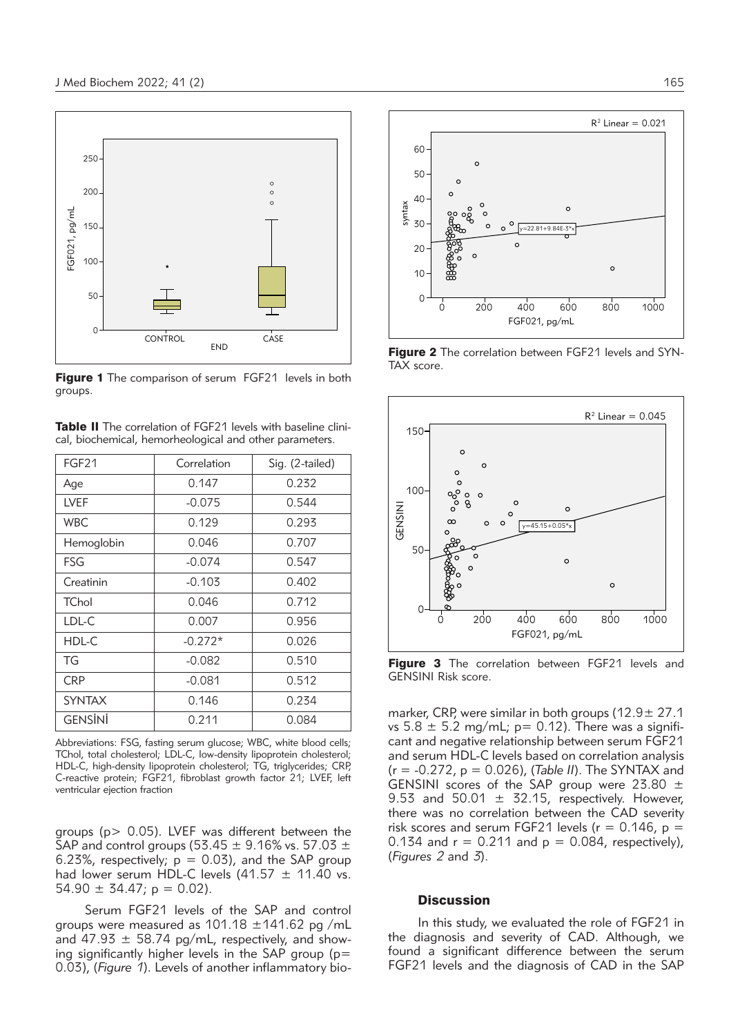Figure 1 The comparison of serum FGF21 levels in both groups.

**Table II** The correlation of FGF21 levels with baseline clinical, biochemical, hemorheological and other parameters.

| FGF21 | Correlation | Sig. (2-tailed) |
| --- | --- | --- |
| Age | 0.147 | 0.232 |
| LVEF | -0.075 | 0.544 |
| WBC | 0.129 | 0.293 |
| Hemoglobin | 0.046 | 0.707 |
| FSG | -0.074 | 0.547 |
| Creatinin | -0.103 | 0.402 |
| TChol | 0.046 | 0.712 |
| LDL-C | 0.007 | 0.956 |
| HDL-C | -0.272* | 0.026 |
| TG | -0.082 | 0.510 |
| CRP | -0.081 | 0.512 |
| SYNTAX | 0.146 | 0.234 |
| GENSİNİ | 0.211 | 0.084 |

Abbreviations: FSG, fasting serum glucose; WBC, white blood cells; TChol, total cholesterol; LDL-C, low-density lipoprotein cholesterol; HDL-C, high-density lipoprotein cholesterol; TG, triglycerides; CRP, C-reactive protein; FGF21, fibroblast growth factor 21; LVEF, left ventricular ejection fraction

groups ($p > 0.05$). LVEF was different between the SAP and control groups ($53.45 \pm 9.16\%$ vs. $57.03 \pm 6.23\%$, respectively; $p = 0.03$), and the SAP group had lower serum HDL-C levels ($41.57 \pm 11.40$ vs. $54.90 \pm 34.47$; $p = 0.02$).

Serum FGF21 levels of the SAP and control groups were measured as $101.18 \pm 141.62$ pg /mL and $47.93 \pm 58.74$ pg/mL, respectively, and showing significantly higher levels in the SAP group ($p = 0.03$), (*Figure 1*). Levels of another inflammatory biomarker, CRP, were similar in both groups ($12.9 \pm 27.1$ vs $5.8 \pm 5.2$ mg/mL; $p = 0.12$). There was a significant and negative relationship between serum FGF21 and serum HDL-C levels based on correlation analysis ($r = -0.272$, $p = 0.026$), (*Table II*). The SYNTAX and GENSINI scores of the SAP group were $23.80 \pm 9.53$ and $50.01 \pm 32.15$, respectively. However, there was no correlation between the CAD severity risk scores and serum FGF21 levels ($r = 0.146$, $p = 0.134$ and $r = 0.211$ and $p = 0.084$, respectively), (*Figures 2* and *3*).

Figure 2 The correlation between FGF21 levels and SYNTAX score.

Figure 3 The correlation between FGF21 levels and GENSINI Risk score.

## Discussion

In this study, we evaluated the role of FGF21 in the diagnosis and severity of CAD. Although, we found a significant difference between the serum FGF21 levels and the diagnosis of CAD in the SAP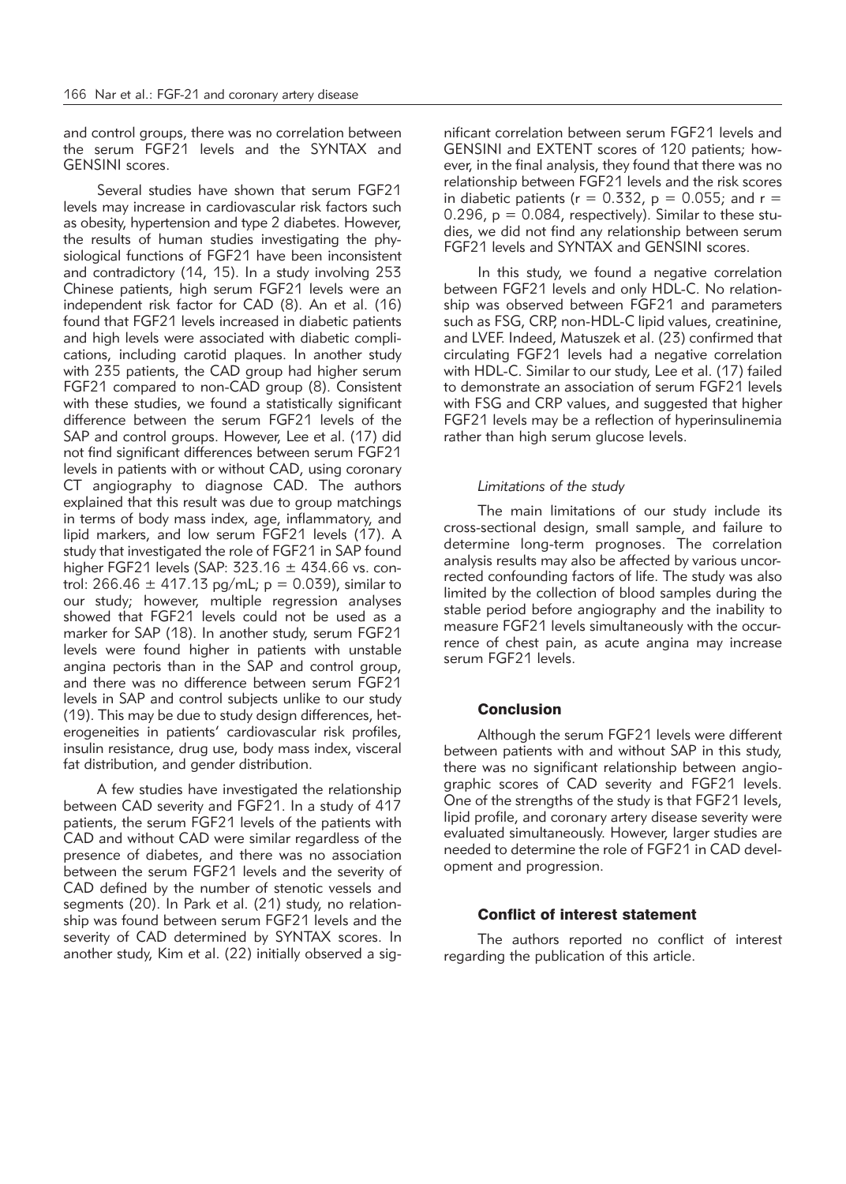and control groups, there was no correlation between the serum FGF21 levels and the SYNTAX and GENSINI scores.

Several studies have shown that serum FGF21 levels may increase in cardiovascular risk factors such as obesity, hypertension and type 2 diabetes. However, the results of human studies investigating the physiological functions of FGF21 have been inconsistent and contradictory (14, 15). In a study involving 253 Chinese patients, high serum FGF21 levels were an independent risk factor for CAD (8). An et al. (16) found that FGF21 levels increased in diabetic patients and high levels were associated with diabetic complications, including carotid plaques. In another study with 235 patients, the CAD group had higher serum FGF21 compared to non-CAD group (8). Consistent with these studies, we found a statistically significant difference between the serum FGF21 levels of the SAP and control groups. However, Lee et al. (17) did not find significant differences between serum FGF21 levels in patients with or without CAD, using coronary CT angiography to diagnose CAD. The authors explained that this result was due to group matchings in terms of body mass index, age, inflammatory, and lipid markers, and low serum FGF21 levels (17). A study that investigated the role of FGF21 in SAP found higher FGF21 levels (SAP: $323.16 \pm 434.66$ vs. control: $266.46 \pm 417.13$ pg/mL; $p = 0.039$), similar to our study; however, multiple regression analyses showed that FGF21 levels could not be used as a marker for SAP (18). In another study, serum FGF21 levels were found higher in patients with unstable angina pectoris than in the SAP and control group, and there was no difference between serum FGF21 levels in SAP and control subjects unlike to our study (19). This may be due to study design differences, heterogeneities in patients' cardiovascular risk profiles, insulin resistance, drug use, body mass index, visceral fat distribution, and gender distribution.

A few studies have investigated the relationship between CAD severity and FGF21. In a study of 417 patients, the serum FGF21 levels of the patients with CAD and without CAD were similar regardless of the presence of diabetes, and there was no association between the serum FGF21 levels and the severity of CAD defined by the number of stenotic vessels and segments (20). In Park et al. (21) study, no relationship was found between serum FGF21 levels and the severity of CAD determined by SYNTAX scores. In another study, Kim et al. (22) initially observed a significant correlation between serum FGF21 levels and GENSINI and EXTENT scores of 120 patients; however, in the final analysis, they found that there was no relationship between FGF21 levels and the risk scores in diabetic patients ($r = 0.332$, $p = 0.055$; and $r = 0.296$, $p = 0.084$, respectively). Similar to these studies, we did not find any relationship between serum FGF21 levels and SYNTAX and GENSINI scores.

In this study, we found a negative correlation between FGF21 levels and only HDL-C. No relationship was observed between FGF21 and parameters such as FSG, CRP, non-HDL-C lipid values, creatinine, and LVEF. Indeed, Matuszek et al. (23) confirmed that circulating FGF21 levels had a negative correlation with HDL-C. Similar to our study, Lee et al. (17) failed to demonstrate an association of serum FGF21 levels with FSG and CRP values, and suggested that higher FGF21 levels may be a reflection of hyperinsulinemia rather than high serum glucose levels.

### *Limitations of the study*

The main limitations of our study include its cross-sectional design, small sample, and failure to determine long-term prognoses. The correlation analysis results may also be affected by various uncorrected confounding factors of life. The study was also limited by the collection of blood samples during the stable period before angiography and the inability to measure FGF21 levels simultaneously with the occurrence of chest pain, as acute angina may increase serum FGF21 levels.

## Conclusion

Although the serum FGF21 levels were different between patients with and without SAP in this study, there was no significant relationship between angiographic scores of CAD severity and FGF21 levels. One of the strengths of the study is that FGF21 levels, lipid profile, and coronary artery disease severity were evaluated simultaneously. However, larger studies are needed to determine the role of FGF21 in CAD development and progression.

## Conflict of interest statement

The authors reported no conflict of interest regarding the publication of this article.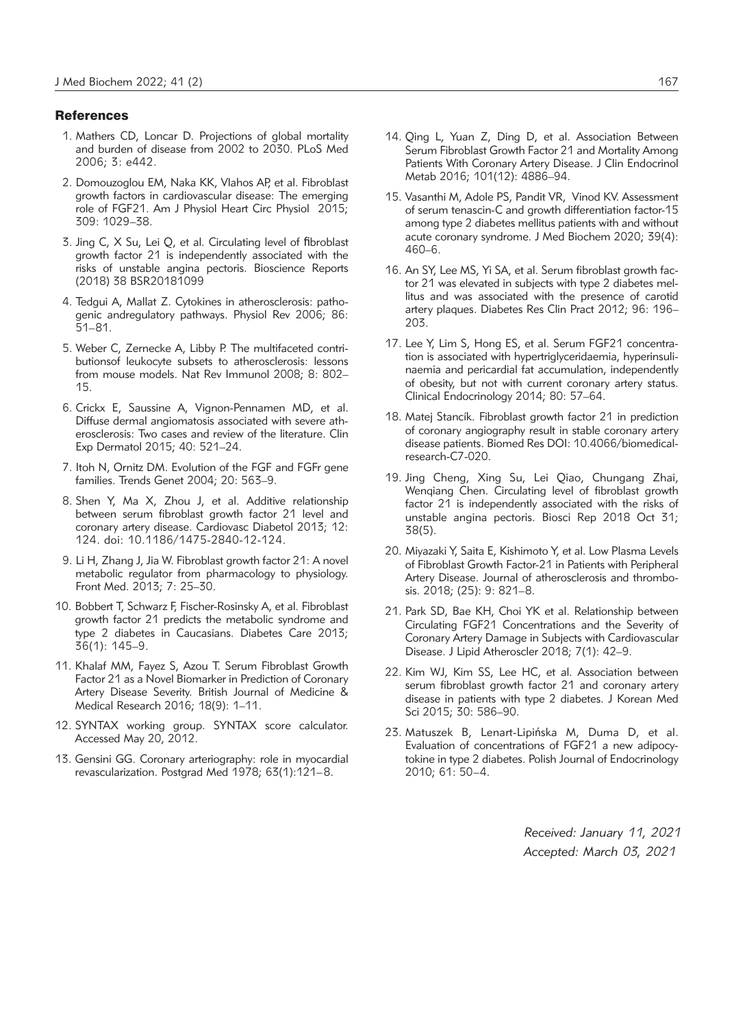## References

1. Mathers CD, Loncar D. Projections of global mortality and burden of disease from 2002 to 2030. PLoS Med 2006; 3: e442.
2. Domouzoglou EM, Naka KK, Vlahos AP, et al. Fibroblast growth factors in cardiovascular disease: The emerging role of FGF21. Am J Physiol Heart Circ Physiol 2015; 309: 1029–38.
3. Jing C, X Su, Lei Q, et al. Circulating level of fibroblast growth factor 21 is independently associated with the risks of unstable angina pectoris. Bioscience Reports (2018) 38 BSR20181099
4. Tedgui A, Mallat Z. Cytokines in atherosclerosis: pathogenic andregulatory pathways. Physiol Rev 2006; 86: 51–81.
5. Weber C, Zernecke A, Libby P. The multifaceted contributionsof leukocyte subsets to atherosclerosis: lessons from mouse models. Nat Rev Immunol 2008; 8: 802–15.
6. Crickx E, Saussine A, Vignon-Pennamen MD, et al. Diffuse dermal angiomatosis associated with severe atherosclerosis: Two cases and review of the literature. Clin Exp Dermatol 2015; 40: 521–24.
7. Itoh N, Ornitz DM. Evolution of the FGF and FGFr gene families. Trends Genet 2004; 20: 563–9.
8. Shen Y, Ma X, Zhou J, et al. Additive relationship between serum fibroblast growth factor 21 level and coronary artery disease. Cardiovasc Diabetol 2013; 12: 124. doi: 10.1186/1475-2840-12-124.
9. Li H, Zhang J, Jia W. Fibroblast growth factor 21: A novel metabolic regulator from pharmacology to physiology. Front Med. 2013; 7: 25–30.
10. Bobbert T, Schwarz F, Fischer-Rosinsky A, et al. Fibroblast growth factor 21 predicts the metabolic syndrome and type 2 diabetes in Caucasians. Diabetes Care 2013; 36(1): 145–9.
11. Khalaf MM, Fayez S, Azou T. Serum Fibroblast Growth Factor 21 as a Novel Biomarker in Prediction of Coronary Artery Disease Severity. British Journal of Medicine & Medical Research 2016; 18(9): 1–11.
12. SYNTAX working group. SYNTAX score calculator. Accessed May 20, 2012.
13. Gensini GG. Coronary arteriography: role in myocardial revascularization. Postgrad Med 1978; 63(1):121–8.
14. Qing L, Yuan Z, Ding D, et al. Association Between Serum Fibroblast Growth Factor 21 and Mortality Among Patients With Coronary Artery Disease. J Clin Endocrinol Metab 2016; 101(12): 4886–94.
15. Vasanthi M, Adole PS, Pandit VR, Vinod KV. Assessment of serum tenascin-C and growth differentiation factor-15 among type 2 diabetes mellitus patients with and without acute coronary syndrome. J Med Biochem 2020; 39(4): 460–6.
16. An SY, Lee MS, Yi SA, et al. Serum fibroblast growth factor 21 was elevated in subjects with type 2 diabetes mellitus and was associated with the presence of carotid artery plaques. Diabetes Res Clin Pract 2012; 96: 196–203.
17. Lee Y, Lim S, Hong ES, et al. Serum FGF21 concentration is associated with hypertriglyceridaemia, hyperinsulinaemia and pericardial fat accumulation, independently of obesity, but not with current coronary artery status. Clinical Endocrinology 2014; 80: 57–64.
18. Matej Stancík. Fibroblast growth factor 21 in prediction of coronary angiography result in stable coronary artery disease patients. Biomed Res DOI: 10.4066/biomedical-research-C7-020.
19. Jing Cheng, Xing Su, Lei Qiao, Chungang Zhai, Wenqiang Chen. Circulating level of fibroblast growth factor 21 is independently associated with the risks of unstable angina pectoris. Biosci Rep 2018 Oct 31; 38(5).
20. Miyazaki Y, Saita E, Kishimoto Y, et al. Low Plasma Levels of Fibroblast Growth Factor-21 in Patients with Peripheral Artery Disease. Journal of atherosclerosis and thrombosis. 2018; (25): 9: 821–8.
21. Park SD, Bae KH, Choi YK et al. Relationship between Circulating FGF21 Concentrations and the Severity of Coronary Artery Damage in Subjects with Cardiovascular Disease. J Lipid Atheroscler 2018; 7(1): 42–9.
22. Kim WJ, Kim SS, Lee HC, et al. Association between serum fibroblast growth factor 21 and coronary artery disease in patients with type 2 diabetes. J Korean Med Sci 2015; 30: 586–90.
23. Matuszek B, Lenart-Lipińska M, Duma D, et al. Evaluation of concentrations of FGF21 a new adipocytokine in type 2 diabetes. Polish Journal of Endocrinology 2010; 61: 50–4.

*Received: January 11, 2021*
*Accepted: March 03, 2021*